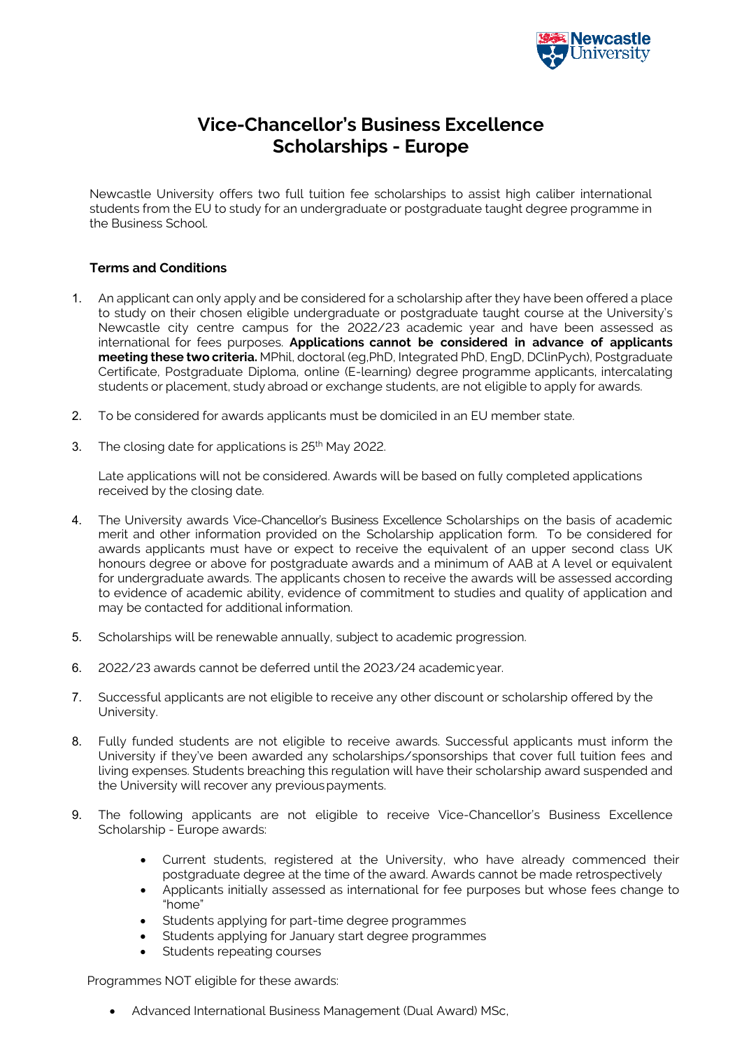# Vice-Chancellor's Business Excellence Scholarships - Europe

Newcastle University offers two full tuition fee scholarships to assist high caliber international students from the EU to study for an undergraduate or postgraduate taught degree programme in the Business School.

### Terms and Conditions

1. An applicant can only apply and be considered for a scholarship after they have been offered a place to study on their chosen eligible undergraduate or postgraduate taught course at the University's Newcastle city centre campus for the 2022/23 academic year and have been assessed as international for fees purposes. **Applications cannot be considered in advance of applicants meeting these two criteria.** MPhil, doctoral (eg,PhD, Integrated PhD, EngD, DClinPych), Postgraduate Certificate, Postgraduate Diploma, online (E-learning) degree programme applicants, intercalating students or placement, study abroad or exchange students, are not eligible to apply for awards.

2. To be considered for awards applicants must be domiciled in an EU member state.

3. The closing date for applications is 25th May 2022.

   Late applications will not be considered. Awards will be based on fully completed applications received by the closing date.

4. The University awards Vice-Chancellor's Business Excellence Scholarships on the basis of academic merit and other information provided on the Scholarship application form. To be considered for awards applicants must have or expect to receive the equivalent of an upper second class UK honours degree or above for postgraduate awards and a minimum of AAB at A level or equivalent for undergraduate awards. The applicants chosen to receive the awards will be assessed according to evidence of academic ability, evidence of commitment to studies and quality of application and may be contacted for additional information.

5. Scholarships will be renewable annually, subject to academic progression.

6. 2022/23 awards cannot be deferred until the 2023/24 academic year.

7. Successful applicants are not eligible to receive any other discount or scholarship offered by the University.

8. Fully funded students are not eligible to receive awards. Successful applicants must inform the University if they've been awarded any scholarships/sponsorships that cover full tuition fees and living expenses. Students breaching this regulation will have their scholarship award suspended and the University will recover any previous payments.

9. The following applicants are not eligible to receive Vice-Chancellor's Business Excellence Scholarship - Europe awards:

   - Current students, registered at the University, who have already commenced their postgraduate degree at the time of the award. Awards cannot be made retrospectively
   - Applicants initially assessed as international for fee purposes but whose fees change to "home"
   - Students applying for part-time degree programmes
   - Students applying for January start degree programmes
   - Students repeating courses

Programmes NOT eligible for these awards:

- Advanced International Business Management (Dual Award) MSc,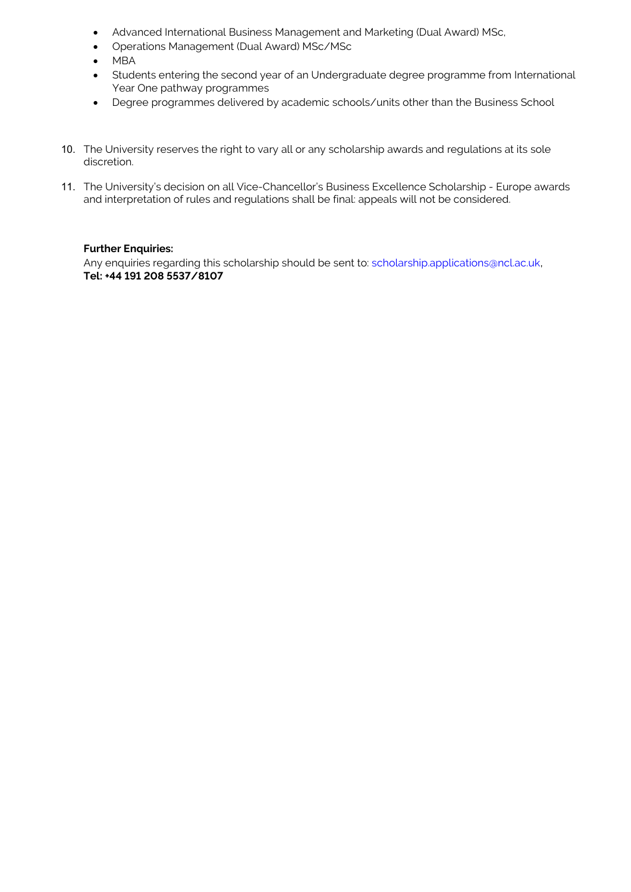- Advanced International Business Management and Marketing (Dual Award) MSc,
- Operations Management (Dual Award) MSc/MSc
- MBA
- Students entering the second year of an Undergraduate degree programme from International Year One pathway programmes
- Degree programmes delivered by academic schools/units other than the Business School

10. The University reserves the right to vary all or any scholarship awards and regulations at its sole discretion.

11. The University's decision on all Vice-Chancellor's Business Excellence Scholarship - Europe awards and interpretation of rules and regulations shall be final: appeals will not be considered.

**Further Enquiries:**

Any enquiries regarding this scholarship should be sent to: scholarship.applications@ncl.ac.uk,
**Tel: +44 191 208 5537/8107**